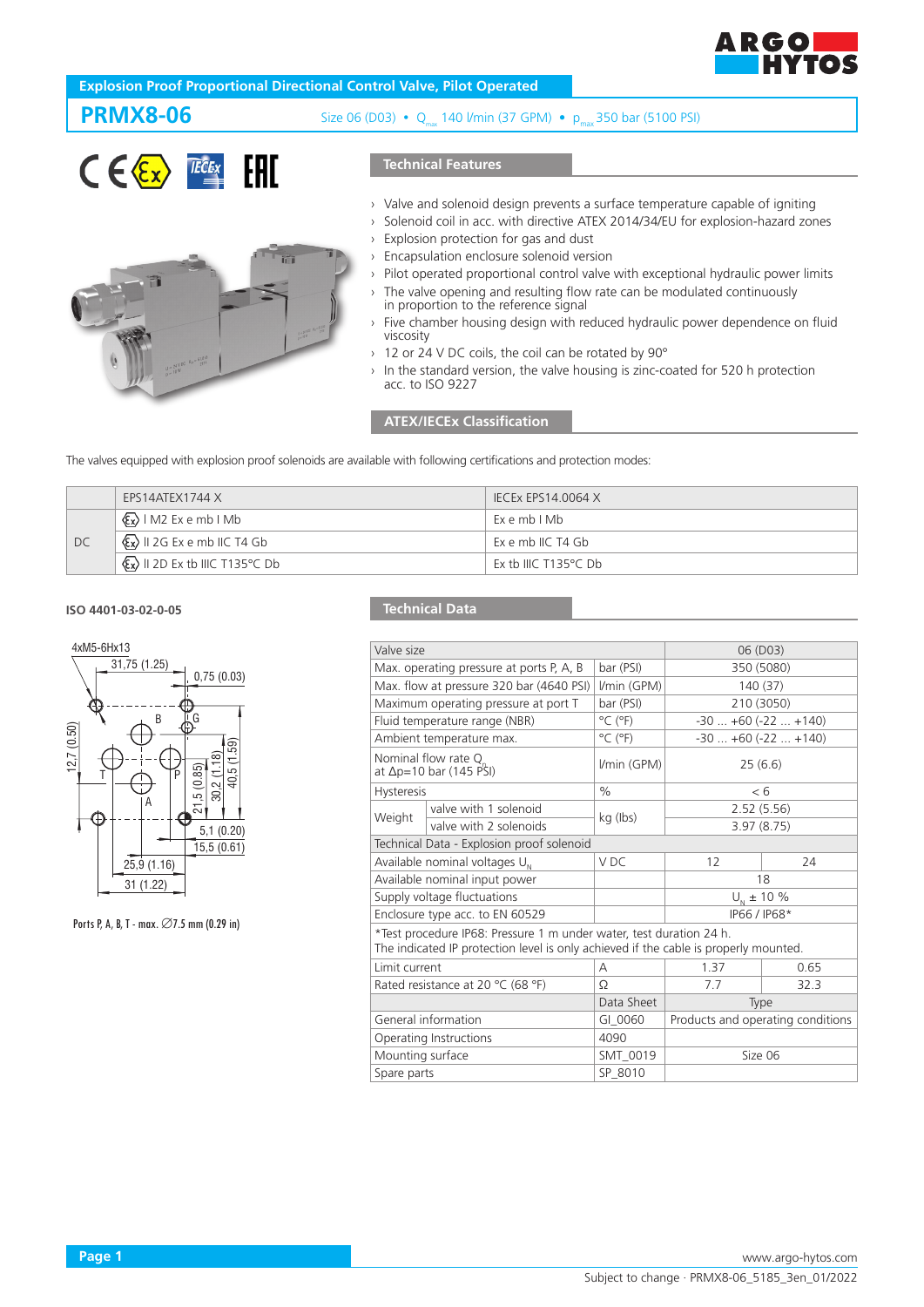Explosion Proof Proportional Directional Control Valve, Pilot Operated

# PRMX8-06

Size 06 (D03) • $Q_{max}$ 140 l/min (37 GPM) • $p_{max}$ 350 bar (5100 PSI)

## Technical Features

- Valve and solenoid design prevents a surface temperature capable of igniting
- Solenoid coil in acc. with directive ATEX 2014/34/EU for explosion-hazard zones
- Explosion protection for gas and dust
- Encapsulation enclosure solenoid version
- Pilot operated proportional control valve with exceptional hydraulic power limits
- The valve opening and resulting flow rate can be modulated continuously in proportion to the reference signal
- Five chamber housing design with reduced hydraulic power dependence on fluid viscosity
- 12 or 24 V DC coils, the coil can be rotated by 90°
- In the standard version, the valve housing is zinc-coated for 520 h protection acc. to ISO 9227

## ATEX/IECEx Classification

The valves equipped with explosion proof solenoids are available with following certifications and protection modes:

| | EPS14ATEX1744 X | IECEx EPS14.0064 X |
|---|---|---|
| DC | Ex I M2 Ex e mb I Mb | Ex e mb I Mb |
| | Ex II 2G Ex e mb IIC T4 Gb | Ex e mb IIC T4 Gb |
| | Ex II 2D Ex tb IIIC T135°C Db | Ex tb IIIC T135°C Db |

**ISO 4401-03-02-0-05**

4xM5-6Hx13

31,75 (1.25); 0,75 (0.03); 12,7 (0.50); 21,5 (0.85); 30,2 (1.18); 40,5 (1.59); 5,1 (0.20); 15,5 (0.61); 25,9 (1.16); 31 (1.22)

B, G, T, P, A

Ports P, A, B, T - max. ∅7.5 mm (0.29 in)

## Technical Data

| Valve size | | | 06 (D03) | |
|---|---|---|---|---|
| Max. operating pressure at ports P, A, B | | bar (PSI) | 350 (5080) | |
| Max. flow at pressure 320 bar (4640 PSI) | | l/min (GPM) | 140 (37) | |
| Maximum operating pressure at port T | | bar (PSI) | 210 (3050) | |
| Fluid temperature range (NBR) | | °C (°F) | -30 ... +60 (-22 ... +140) | |
| Ambient temperature max. | | °C (°F) | -30 ... +60 (-22 ... +140) | |
| Nominal flow rate $Q_N$ at Δp=10 bar (145 PSI) | | l/min (GPM) | 25 (6.6) | |
| Hysteresis | | % | < 6 | |
| Weight | valve with 1 solenoid | kg (lbs) | 2.52 (5.56) | |
| | valve with 2 solenoids | | 3.97 (8.75) | |
| **Technical Data - Explosion proof solenoid** | | | | |
| Available nominal voltages $U_N$ | | V DC | 12 | 24 |
| Available nominal input power | | | 18 | |
| Supply voltage fluctuations | | | $U_N$ ± 10 % | |
| Enclosure type acc. to EN 60529 | | | IP66 / IP68* | |
| *Test procedure IP68: Pressure 1 m under water, test duration 24 h. The indicated IP protection level is only achieved if the cable is properly mounted. | | | | |
| Limit current | | A | 1.37 | 0.65 |
| Rated resistance at 20 °C (68 °F) | | Ω | 7.7 | 32.3 |
| | | Data Sheet | Type | |
| General information | | GI_0060 | Products and operating conditions | |
| Operating Instructions | | 4090 | | |
| Mounting surface | | SMT_0019 | Size 06 | |
| Spare parts | | SP_8010 | | |

www.argo-hytos.com

Subject to change · PRMX8-06_5185_3en_01/2022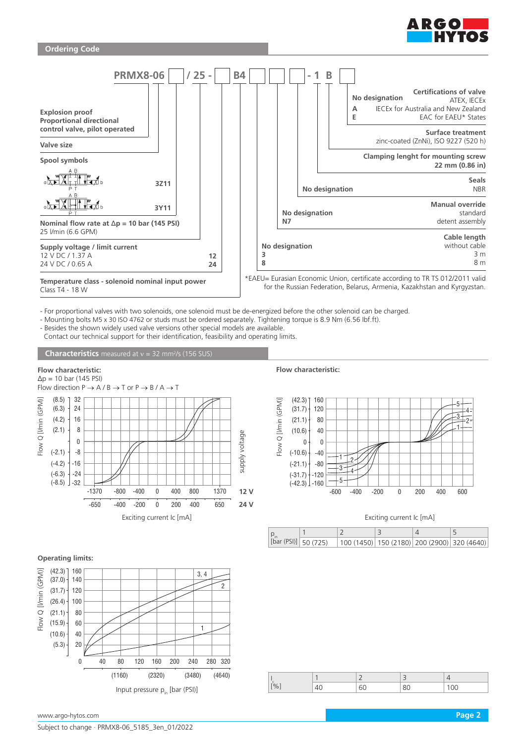## Ordering Code

PRMX8-06 [ ] / 25 - [ ] B4 [ ] [ ] [ ] - 1 B [ ]

**Explosion proof Proportional directional control valve, pilot operated**

**Valve size**

**Spool symbols**

| | |
|---|---|
| 3Z11 | |
| 3Y11 | |

**Nominal flow rate at Δp = 10 bar (145 PSI)**
25 l/min (6.6 GPM)

**Supply voltage / limit current**

| | |
|---|---|
| 12 V DC / 1.37 A | 12 |
| 24 V DC / 0.65 A | 24 |

**Temperature class - solenoid nominal input power**
Class T4 - 18 W

**Certifications of valve**

| | |
|---|---|
| No designation | ATEX, IECEx |
| A | IECEx for Australia and New Zealand |
| E | EAC for EAEU* States |

**Surface treatment**
zinc-coated (ZnNi), ISO 9227 (520 h)

**Clamping lenght for mounting screw**
22 mm (0.86 in)

**Seals**

| | |
|---|---|
| No designation | NBR |

**Manual override**

| | |
|---|---|
| No designation | standard |
| N7 | detent assembly |

**Cable length**

| | |
|---|---|
| No designation | without cable |
| 3 | 3 m |
| 8 | 8 m |

*EAEU= Eurasian Economic Union, certificate according to TR TS 012/2011 valid for the Russian Federation, Belarus, Armenia, Kazakhstan and Kyrgyzstan.

- For proportional valves with two solenoids, one solenoid must be de-energized before the other solenoid can be charged.
- Mounting bolts M5 x 30 ISO 4762 or studs must be ordered separately. Tightening torque is 8.9 Nm (6.56 lbf.ft).
- Besides the shown widely used valve versions other special models are available.
  Contact our technical support for their identification, feasibility and operating limits.

## Characteristics measured at ν = 32 mm²/s (156 SUS)

**Flow characteristic:**
Δp = 10 bar (145 PSI)
Flow direction P → A / B → T or P → B / A → T

**Flow characteristic:**

| $p_{in}$ [bar (PSI)] | 1 | 2 | 3 | 4 | 5 |
|---|---|---|---|---|---|
| | 50 (725) | 100 (1450) | 150 (2180) | 200 (2900) | 320 (4640) |

**Operating limits:**

| $I_c$ [%] | 1 | 2 | 3 | 4 |
|---|---|---|---|---|
| | 40 | 60 | 80 | 100 |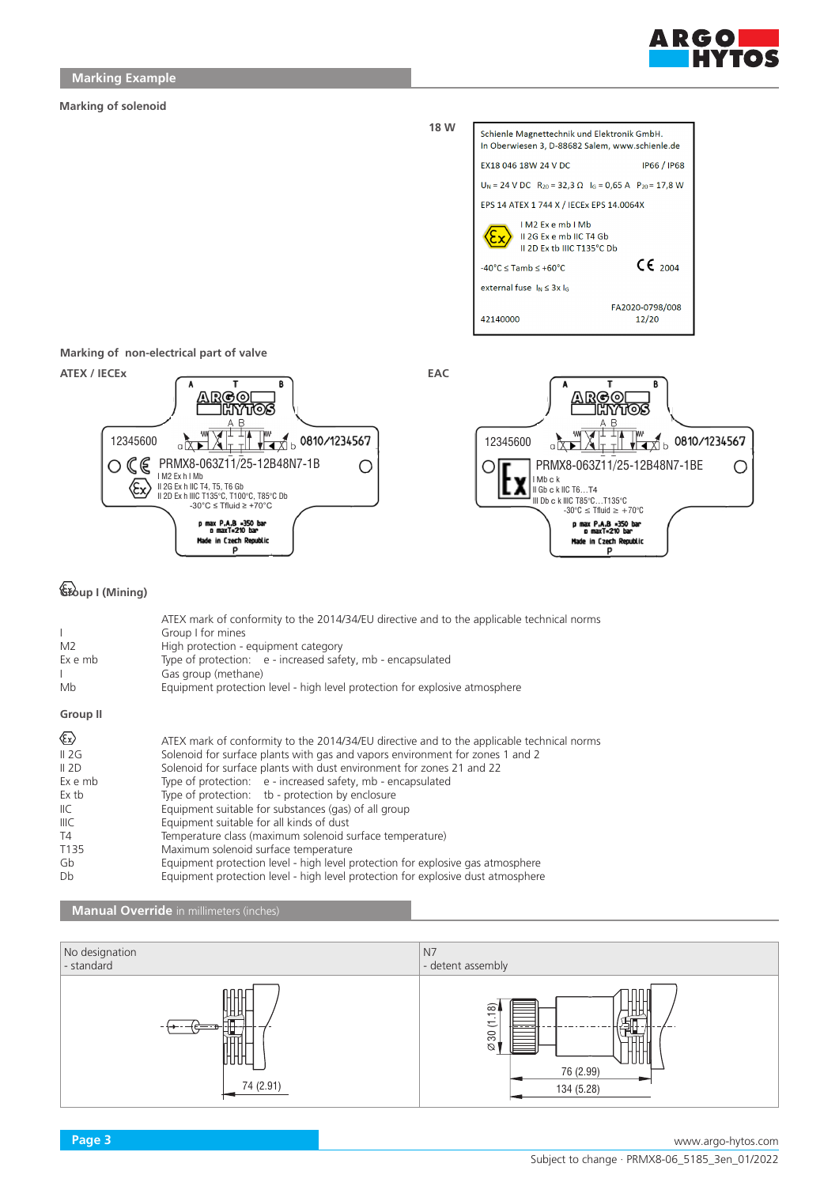## Marking Example

### Marking of solenoid

**18 W**

Schienle Magnettechnik und Elektronik GmbH.
In Oberwiesen 3, D-88682 Salem, www.schienle.de

EX18 046 18W 24 V DC IP66 / IP68

$U_N$ = 24 V DC $R_{20}$ = 32,3 Ω $I_G$ = 0,65 A $P_{20}$ = 17,8 W

EPS 14 ATEX 1 744 X / IECEx EPS 14.0064X

I M2 Ex e mb I Mb
II 2G Ex e mb IIC T4 Gb
II 2D Ex tb IIIC T135°C Db

-40°C ≤ Tamb ≤ +60°C CE 2004

external fuse $I_N$ ≤ 3x $I_G$

FA2020-0798/008
42140000 12/20

### Marking of non-electrical part of valve

**ATEX / IECEx**

12345600 0810/1234567
PRMX8-063Z11/25-12B48N7-1B
I M2 Ex h I Mb
II 2G Ex h IIC T4, T5, T6 Gb
II 2D Ex h IIIC T135°C, T100°C, T85°C Db
-30°C ≤ Tfluid ≥ +70°C
p max P,A,B =350 bar
p maxT=210 bar
Made in Czech Republic

**EAC**

12345600 0810/1234567
PRMX8-063Z11/25-12B48N7-1BE
I Mb c k
II Gb c k IIC T6…T4
III Db c k IIIC T85°C…T135°C
-30°C ≤ Tfluid ≥ +70°C
p max P,A,B =350 bar
p maxT=210 bar
Made in Czech Republic

### Group I (Mining)

| | |
|---|---|
| Ex | ATEX mark of conformity to the 2014/34/EU directive and to the applicable technical norms |
| I | Group I for mines |
| M2 | High protection - equipment category |
| Ex e mb | Type of protection: e - increased safety, mb - encapsulated |
| I | Gas group (methane) |
| Mb | Equipment protection level - high level protection for explosive atmosphere |

### Group II

| | |
|---|---|
| Ex | ATEX mark of conformity to the 2014/34/EU directive and to the applicable technical norms |
| II 2G | Solenoid for surface plants with gas and vapors environment for zones 1 and 2 |
| II 2D | Solenoid for surface plants with dust environment for zones 21 and 22 |
| Ex e mb | Type of protection: e - increased safety, mb - encapsulated |
| Ex tb | Type of protection: tb - protection by enclosure |
| IIC | Equipment suitable for substances (gas) of all group |
| IIIC | Equipment suitable for all kinds of dust |
| T4 | Temperature class (maximum solenoid surface temperature) |
| T135 | Maximum solenoid surface temperature |
| Gb | Equipment protection level - high level protection for explosive gas atmosphere |
| Db | Equipment protection level - high level protection for explosive dust atmosphere |

## Manual Override in millimeters (inches)

| No designation - standard | N7 - detent assembly |
|---|---|
| 74 (2.91) | Ø 30 (1.18); 76 (2.99); 134 (5.28) |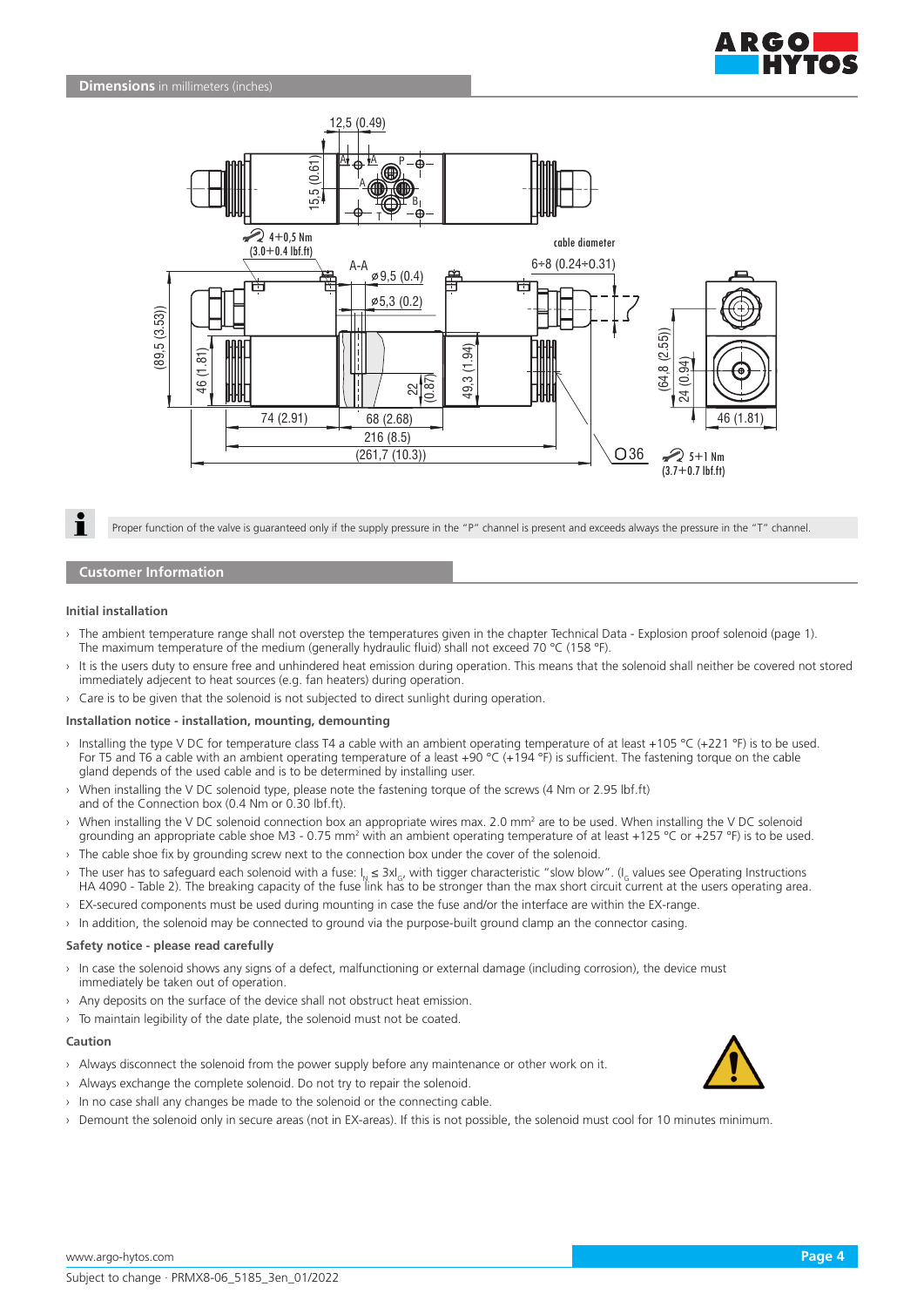## **Dimensions** in millimeters (inches)

12,5 (0.49)
15,5 (0.61)
A
A
P
A
B
T
4+0,5 Nm
(3.0+0.4 lbf.ft)
A-A
⌀9,5 (0.4)
⌀5,3 (0.2)
cable diameter
6÷8 (0.24÷0.31)
(89,5 (3.53))
46 (1.81)
22 (0.87)
49,3 (1.94)
(64,8 (2.55))
24 (0.94)
74 (2.91)
68 (2.68)
216 (8.5)
(261,7 (10.3))
46 (1.81)
36
5+1 Nm
(3.7+0.7 lbf.ft)

Proper function of the valve is guaranteed only if the supply pressure in the "P" channel is present and exceeds always the pressure in the "T" channel.

## Customer Information

### Initial installation

- The ambient temperature range shall not overstep the temperatures given in the chapter Technical Data - Explosion proof solenoid (page 1). The maximum temperature of the medium (generally hydraulic fluid) shall not exceed 70 °C (158 °F).
- It is the users duty to ensure free and unhindered heat emission during operation. This means that the solenoid shall neither be covered not stored immediately adjecent to heat sources (e.g. fan heaters) during operation.
- Care is to be given that the solenoid is not subjected to direct sunlight during operation.

### Installation notice - installation, mounting, demounting

- Installing the type V DC for temperature class T4 a cable with an ambient operating temperature of at least +105 °C (+221 °F) is to be used. For T5 and T6 a cable with an ambient operating temperature of a least +90 °C (+194 °F) is sufficient. The fastening torque on the cable gland depends of the used cable and is to be determined by installing user.
- When installing the V DC solenoid type, please note the fastening torque of the screws (4 Nm or 2.95 lbf.ft) and of the Connection box (0.4 Nm or 0.30 lbf.ft).
- When installing the V DC solenoid connection box an appropriate wires max. 2.0 mm² are to be used. When installing the V DC solenoid grounding an appropriate cable shoe M3 - 0.75 mm² with an ambient operating temperature of at least +125 °C or +257 °F) is to be used.
- The cable shoe fix by grounding screw next to the connection box under the cover of the solenoid.
- The user has to safeguard each solenoid with a fuse: $I_N \leq 3xI_G$, with tigger characteristic "slow blow". ($I_G$ values see Operating Instructions HA 4090 - Table 2). The breaking capacity of the fuse link has to be stronger than the max short circuit current at the users operating area.
- EX-secured components must be used during mounting in case the fuse and/or the interface are within the EX-range.
- In addition, the solenoid may be connected to ground via the purpose-built ground clamp an the connector casing.

### Safety notice - please read carefully

- In case the solenoid shows any signs of a defect, malfunctioning or external damage (including corrosion), the device must immediately be taken out of operation.
- Any deposits on the surface of the device shall not obstruct heat emission.
- To maintain legibility of the date plate, the solenoid must not be coated.

### Caution

- Always disconnect the solenoid from the power supply before any maintenance or other work on it.
- Always exchange the complete solenoid. Do not try to repair the solenoid.
- In no case shall any changes be made to the solenoid or the connecting cable.
- Demount the solenoid only in secure areas (not in EX-areas). If this is not possible, the solenoid must cool for 10 minutes minimum.

www.argo-hytos.com

Subject to change · PRMX8-06_5185_3en_01/2022